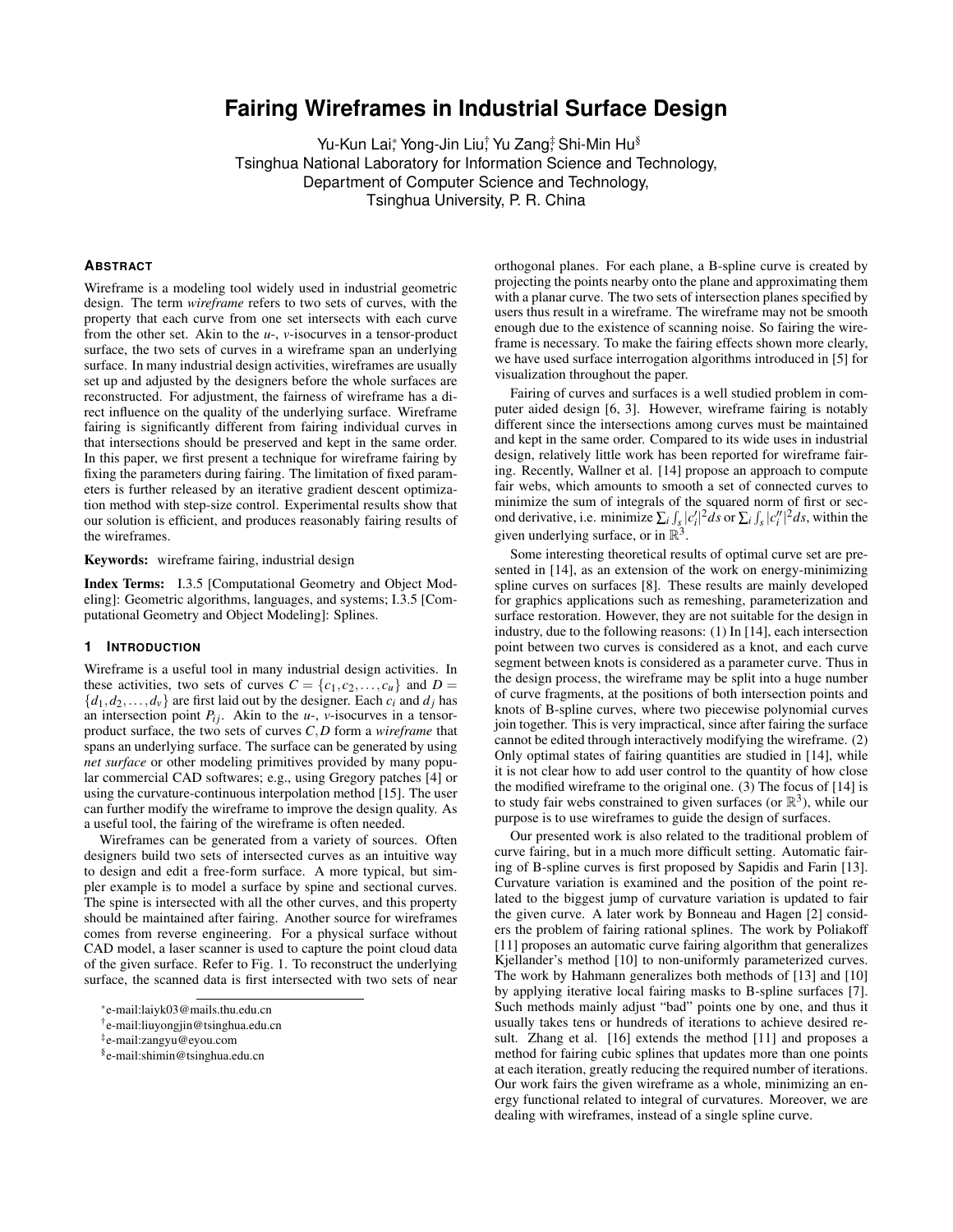# Fairing Wireframes in Industrial Surface Design

Yu-Kun Lai[*], Yong-Jin Liu[†], Yu Zang[‡], Shi-Min Hu[§]
Tsinghua National Laboratory for Information Science and Technology,
Department of Computer Science and Technology,
Tsinghua University, P. R. China

## Abstract

Wireframe is a modeling tool widely used in industrial geometric design. The term *wireframe* refers to two sets of curves, with the property that each curve from one set intersects with each curve from the other set. Akin to the $u$-, $v$-isocurves in a tensor-product surface, the two sets of curves in a wireframe span an underlying surface. In many industrial design activities, wireframes are usually set up and adjusted by the designers before the whole surfaces are reconstructed. For adjustment, the fairness of wireframe has a direct influence on the quality of the underlying surface. Wireframe fairing is significantly different from fairing individual curves in that intersections should be preserved and kept in the same order. In this paper, we first present a technique for wireframe fairing by fixing the parameters during fairing. The limitation of fixed parameters is further released by an iterative gradient descent optimization method with step-size control. Experimental results show that our solution is efficient, and produces reasonably fairing results of the wireframes.

**Keywords:** wireframe fairing, industrial design

**Index Terms:** I.3.5 [Computational Geometry and Object Modeling]: Geometric algorithms, languages, and systems; I.3.5 [Computational Geometry and Object Modeling]: Splines.

## 1 Introduction

Wireframe is a useful tool in many industrial design activities. In these activities, two sets of curves $C = \{c_1, c_2, \ldots, c_u\}$ and $D = \{d_1, d_2, \ldots, d_v\}$ are first laid out by the designer. Each $c_i$ and $d_j$ has an intersection point $P_{ij}$. Akin to the $u$-, $v$-isocurves in a tensor-product surface, the two sets of curves $C, D$ form a *wireframe* that spans an underlying surface. The surface can be generated by using *net surface* or other modeling primitives provided by many popular commercial CAD softwares; e.g., using Gregory patches [4] or using the curvature-continuous interpolation method [15]. The user can further modify the wireframe to improve the design quality. As a useful tool, the fairing of the wireframe is often needed.

Wireframes can be generated from a variety of sources. Often designers build two sets of intersected curves as an intuitive way to design and edit a free-form surface. A more typical, but simpler example is to model a surface by spine and sectional curves. The spine is intersected with all the other curves, and this property should be maintained after fairing. Another source for wireframes comes from reverse engineering. For a physical surface without CAD model, a laser scanner is used to capture the point cloud data of the given surface. Refer to Fig. 1. To reconstruct the underlying surface, the scanned data is first intersected with two sets of near orthogonal planes. For each plane, a B-spline curve is created by projecting the points nearby onto the plane and approximating them with a planar curve. The two sets of intersection planes specified by users thus result in a wireframe. The wireframe may not be smooth enough due to the existence of scanning noise. So fairing the wireframe is necessary. To make the fairing effects shown more clearly, we have used surface interrogation algorithms introduced in [5] for visualization throughout the paper.

Fairing of curves and surfaces is a well studied problem in computer aided design [6, 3]. However, wireframe fairing is notably different since the intersections among curves must be maintained and kept in the same order. Compared to its wide uses in industrial design, relatively little work has been reported for wireframe fairing. Recently, Wallner et al. [14] propose an approach to compute fair webs, which amounts to smooth a set of connected curves to minimize the sum of integrals of the squared norm of first or second derivative, i.e. minimize $\sum_i \int_s |c_i'|^2 ds$ or $\sum_i \int_s |c_i''|^2 ds$, within the given underlying surface, or in $\mathbb{R}^3$.

Some interesting theoretical results of optimal curve set are presented in [14], as an extension of the work on energy-minimizing spline curves on surfaces [8]. These results are mainly developed for graphics applications such as remeshing, parameterization and surface restoration. However, they are not suitable for the design in industry, due to the following reasons: (1) In [14], each intersection point between two curves is considered as a knot, and each curve segment between knots is considered as a parameter curve. Thus in the design process, the wireframe may be split into a huge number of curve fragments, at the positions of both intersection points and knots of B-spline curves, where two piecewise polynomial curves join together. This is very impractical, since after fairing the surface cannot be edited through interactively modifying the wireframe. (2) Only optimal states of fairing quantities are studied in [14], while it is not clear how to add user control to the quantity of how close the modified wireframe to the original one. (3) The focus of [14] is to study fair webs constrained to given surfaces (or $\mathbb{R}^3$), while our purpose is to use wireframes to guide the design of surfaces.

Our presented work is also related to the traditional problem of curve fairing, but in a much more difficult setting. Automatic fairing of B-spline curves is first proposed by Sapidis and Farin [13]. Curvature variation is examined and the position of the point related to the biggest jump of curvature variation is updated to fair the given curve. A later work by Bonneau and Hagen [2] considers the problem of fairing rational splines. The work by Poliakoff [11] proposes an automatic curve fairing algorithm that generalizes Kjellander's method [10] to non-uniformly parameterized curves. The work by Hahmann generalizes both methods of [13] and [10] by applying iterative local fairing masks to B-spline surfaces [7]. Such methods mainly adjust "bad" points one by one, and thus it usually takes tens or hundreds of iterations to achieve desired result. Zhang et al. [16] extends the method [11] and proposes a method for fairing cubic splines that updates more than one points at each iteration, greatly reducing the required number of iterations. Our work fairs the given wireframe as a whole, minimizing an energy functional related to integral of curvatures. Moreover, we are dealing with wireframes, instead of a single spline curve.

[*] e-mail:laiyk03@mails.thu.edu.cn
[†] e-mail:liuyongjin@tsinghua.edu.cn
[‡] e-mail:zangyu@eyou.com
[§] e-mail:shimin@tsinghua.edu.cn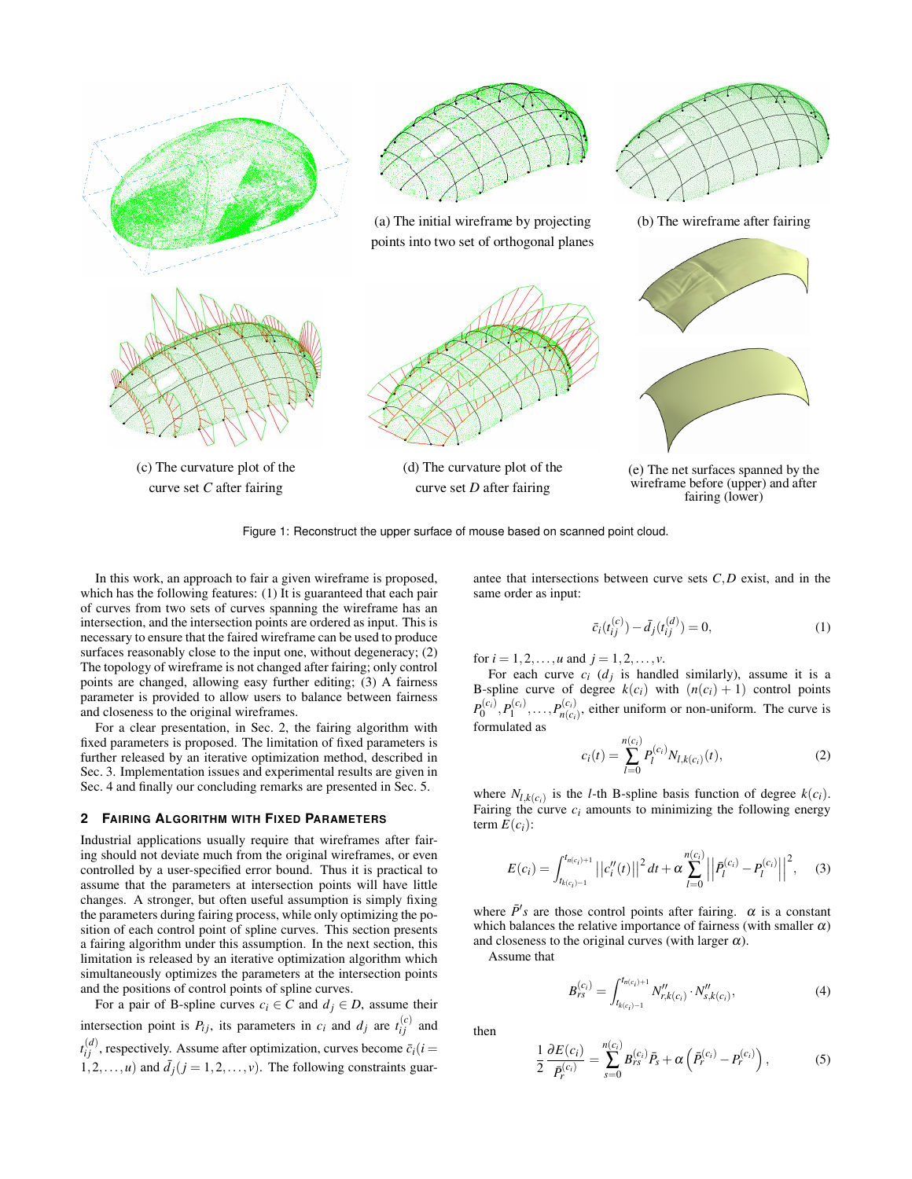(a) The initial wireframe by projecting points into two set of orthogonal planes

(b) The wireframe after fairing

(c) The curvature plot of the curve set $C$ after fairing

(d) The curvature plot of the curve set $D$ after fairing

(e) The net surfaces spanned by the wireframe before (upper) and after fairing (lower)

Figure 1: Reconstruct the upper surface of mouse based on scanned point cloud.

In this work, an approach to fair a given wireframe is proposed, which has the following features: (1) It is guaranteed that each pair of curves from two sets of curves spanning the wireframe has an intersection, and the intersection points are ordered as input. This is necessary to ensure that the faired wireframe can be used to produce surfaces reasonably close to the input one, without degeneracy; (2) The topology of wireframe is not changed after fairing; only control points are changed, allowing easy further editing; (3) A fairness parameter is provided to allow users to balance between fairness and closeness to the original wireframes.

For a clear presentation, in Sec. 2, the fairing algorithm with fixed parameters is proposed. The limitation of fixed parameters is further released by an iterative optimization method, described in Sec. 3. Implementation issues and experimental results are given in Sec. 4 and finally our concluding remarks are presented in Sec. 5.

## 2 Fairing Algorithm with Fixed Parameters

Industrial applications usually require that wireframes after fairing should not deviate much from the original wireframes, or even controlled by a user-specified error bound. Thus it is practical to assume that the parameters at intersection points will have little changes. A stronger, but often useful assumption is simply fixing the parameters during fairing process, while only optimizing the position of each control point of spline curves. This section presents a fairing algorithm under this assumption. In the next section, this limitation is released by an iterative optimization algorithm which simultaneously optimizes the parameters at the intersection points and the positions of control points of spline curves.

For a pair of B-spline curves $c_i \in C$ and $d_j \in D$, assume their intersection point is $P_{ij}$, its parameters in $c_i$ and $d_j$ are $t_{ij}^{(c)}$ and $t_{ij}^{(d)}$, respectively. Assume after optimization, curves become $\bar{c}_i (i = 1, 2, \ldots, u)$ and $\bar{d}_j (j = 1, 2, \ldots, v)$. The following constraints guarantee that intersections between curve sets $C, D$ exist, and in the same order as input:

$$\bar{c}_i(t_{ij}^{(c)}) - \bar{d}_j(t_{ij}^{(d)}) = 0, \tag{1}$$

for $i = 1, 2, \ldots, u$ and $j = 1, 2, \ldots, v$.

For each curve $c_i$ ($d_j$ is handled similarly), assume it is a B-spline curve of degree $k(c_i)$ with $(n(c_i) + 1)$ control points $P_0^{(c_i)}, P_1^{(c_i)}, \ldots, P_{n(c_i)}^{(c_i)}$, either uniform or non-uniform. The curve is formulated as

$$c_i(t) = \sum_{l=0}^{n(c_i)} P_l^{(c_i)} N_{l,k(c_i)}(t), \tag{2}$$

where $N_{l,k(c_i)}$ is the $l$-th B-spline basis function of degree $k(c_i)$. Fairing the curve $c_i$ amounts to minimizing the following energy term $E(c_i)$:

$$E(c_i) = \int_{t_{k(c_i)-1}}^{t_{n(c_i)+1}} \left|\left|c_i''(t)\right|\right|^2 dt + \alpha \sum_{l=0}^{n(c_i)} \left|\left|\bar{P}_l^{(c_i)} - P_l^{(c_i)}\right|\right|^2, \tag{3}$$

where $\bar{P}'s$ are those control points after fairing. $\alpha$ is a constant which balances the relative importance of fairness (with smaller $\alpha$) and closeness to the original curves (with larger $\alpha$).

Assume that

$$B_{rs}^{(c_i)} = \int_{t_{k(c_i)-1}}^{t_{n(c_i)+1}} N''_{r,k(c_i)} \cdot N''_{s,k(c_i)}, \tag{4}$$

then

$$\frac{1}{2} \frac{\partial E(c_i)}{\bar{P}_r^{(c_i)}} = \sum_{s=0}^{n(c_i)} B_{rs}^{(c_i)} \bar{P}_s + \alpha \left(\bar{P}_r^{(c_i)} - P_r^{(c_i)}\right), \tag{5}$$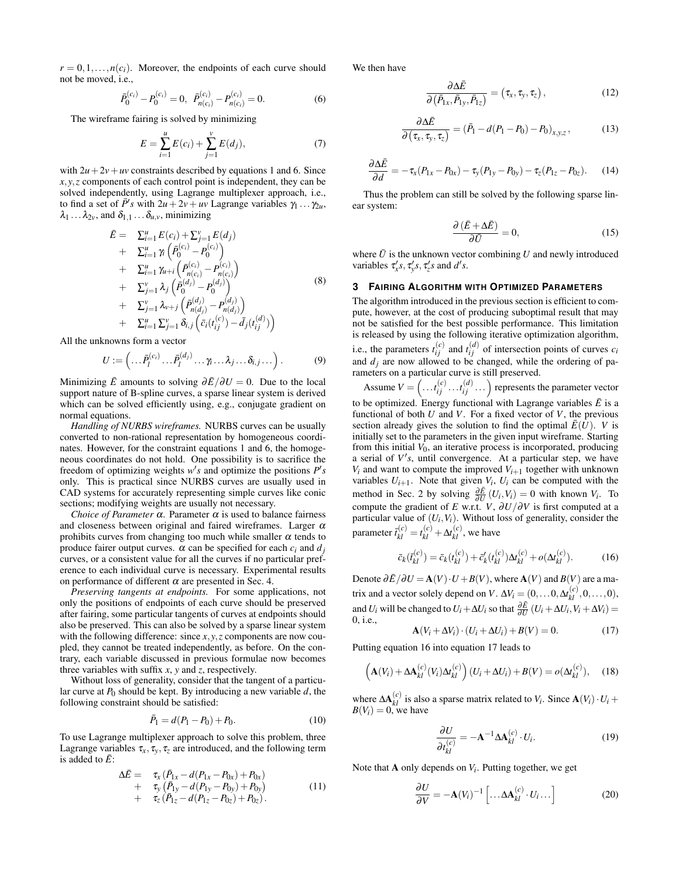$r = 0, 1, \ldots, n(c_i)$. Moreover, the endpoints of each curve should not be moved, i.e.,

$$\bar{P}_0^{(c_i)} - P_0^{(c_i)} = 0, \;\; \bar{P}_{n(c_i)}^{(c_i)} - P_{n(c_i)}^{(c_i)} = 0. \tag{6}$$

The wireframe fairing is solved by minimizing

$$E = \sum_{i=1}^{u} E(c_i) + \sum_{j=1}^{v} E(d_j), \tag{7}$$

with $2u + 2v + uv$ constraints described by equations 1 and 6. Since $x, y, z$ components of each control point is independent, they can be solved independently, using Lagrange multiplexer approach, i.e., to find a set of $\bar{P}'s$ with $2u + 2v + uv$ Lagrange variables $\gamma_1 \ldots \gamma_{2u}$, $\lambda_1 \ldots \lambda_{2v}$, and $\delta_{1,1} \ldots \delta_{u,v}$, minimizing

$$\begin{aligned}
\bar{E} = \;& \textstyle\sum_{i=1}^{u} E(c_i) + \sum_{j=1}^{v} E(d_j) \\
+ \;& \textstyle\sum_{i=1}^{u} \gamma_i \left( \bar{P}_0^{(c_i)} - P_0^{(c_i)} \right) \\
+ \;& \textstyle\sum_{i=1}^{u} \gamma_{u+i} \left( \bar{P}_{n(c_i)}^{(c_i)} - P_{n(c_i)}^{(c_i)} \right) \\
+ \;& \textstyle\sum_{j=1}^{v} \lambda_j \left( \bar{P}_0^{(d_j)} - P_0^{(d_j)} \right) \\
+ \;& \textstyle\sum_{j=1}^{v} \lambda_{v+j} \left( \bar{P}_{n(d_j)}^{(d_j)} - P_{n(d_j)}^{(d_j)} \right) \\
+ \;& \textstyle\sum_{i=1}^{u} \sum_{j=1}^{v} \delta_{i,j} \left( \bar{c}_i(t_{ij}^{(c)}) - \bar{d}_j(t_{ij}^{(d)}) \right)
\end{aligned} \tag{8}$$

All the unknowns form a vector

$$U := \left( \ldots \bar{P}_l^{(c_i)} \ldots \bar{P}_l^{(d_j)} \ldots \gamma_i \ldots \lambda_j \ldots \delta_{i,j} \ldots \right). \tag{9}$$

Minimizing $\bar{E}$ amounts to solving $\partial \bar{E} / \partial U = 0$. Due to the local support nature of B-spline curves, a sparse linear system is derived which can be solved efficiently using, e.g., conjugate gradient on normal equations.

*Handling of NURBS wireframes.* NURBS curves can be usually converted to non-rational representation by homogeneous coordinates. However, for the constraint equations 1 and 6, the homogeneous coordinates do not hold. One possibility is to sacrifice the freedom of optimizing weights $w's$ and optimize the positions $P's$ only. This is practical since NURBS curves are usually used in CAD systems for accurately representing simple curves like conic sections; modifying weights are usually not necessary.

*Choice of Parameter $\alpha$.* Parameter $\alpha$ is used to balance fairness and closeness between original and faired wireframes. Larger $\alpha$ prohibits curves from changing too much while smaller $\alpha$ tends to produce fairer output curves. $\alpha$ can be specified for each $c_i$ and $d_j$ curves, or a consistent value for all the curves if no particular preference to each individual curve is necessary. Experimental results on performance of different $\alpha$ are presented in Sec. 4.

*Preserving tangents at endpoints.* For some applications, not only the positions of endpoints of each curve should be preserved after fairing, some particular tangents of curves at endpoints should also be preserved. This can also be solved by a sparse linear system with the following difference: since $x, y, z$ components are now coupled, they cannot be treated independently, as before. On the contrary, each variable discussed in previous formulae now becomes three variables with suffix $x$, $y$ and $z$, respectively.

Without loss of generality, consider that the tangent of a particular curve at $P_0$ should be kept. By introducing a new variable $d$, the following constraint should be satisfied:

$$\bar{P}_1 = d(P_1 - P_0) + P_0. \tag{10}$$

To use Lagrange multiplexer approach to solve this problem, three Lagrange variables $\tau_x, \tau_y, \tau_z$ are introduced, and the following term is added to $\bar{E}$:

$$\begin{aligned}
\Delta \bar{E} = \;& \tau_x (\bar{P}_{1x} - d(P_{1x} - P_{0x}) + P_{0x}) \\
+ \;& \tau_y (\bar{P}_{1y} - d(P_{1y} - P_{0y}) + P_{0y}) \\
+ \;& \tau_z (\bar{P}_{1z} - d(P_{1z} - P_{0z}) + P_{0z}).
\end{aligned} \tag{11}$$

We then have

$$\frac{\partial \Delta \bar{E}}{\partial (\bar{P}_{1x}, \bar{P}_{1y}, \bar{P}_{1z})} = (\tau_x, \tau_y, \tau_z), \tag{12}$$

$$\frac{\partial \Delta \bar{E}}{\partial (\tau_x, \tau_y, \tau_z)} = (\bar{P}_1 - d(P_1 - P_0) - P_0)_{x,y,z}, \tag{13}$$

$$\frac{\partial \Delta \bar{E}}{\partial d} = -\tau_x (P_{1x} - P_{0x}) - \tau_y (P_{1y} - P_{0y}) - \tau_z (P_{1z} - P_{0z}). \tag{14}$$

Thus the problem can still be solved by the following sparse linear system:

$$\frac{\partial (\bar{E} + \Delta \bar{E})}{\partial \bar{U}} = 0, \tag{15}$$

where $\bar{U}$ is the unknown vector combining $U$ and newly introduced variables $\tau_x' s$, $\tau_y' s$, $\tau_z' s$ and $d' s$.

## 3 Fairing Algorithm with Optimized Parameters

The algorithm introduced in the previous section is efficient to compute, however, at the cost of producing suboptimal result that may not be satisfied for the best possible performance. This limitation is released by using the following iterative optimization algorithm, i.e., the parameters $t_{ij}^{(c)}$ and $t_{ij}^{(d)}$ of intersection points of curves $c_i$ and $d_j$ are now allowed to be changed, while the ordering of parameters on a particular curve is still preserved.

Assume $V = \left( \ldots t_{ij}^{(c)} \ldots t_{ij}^{(d)} \ldots \right)$ represents the parameter vector to be optimized. Energy functional with Lagrange variables $\bar{E}$ is a functional of both $U$ and $V$. For a fixed vector of $V$, the previous section already gives the solution to find the optimal $\bar{E}(U)$. $V$ is initially set to the parameters in the given input wireframe. Starting from this initial $V_0$, an iterative process is incorporated, producing a serial of $V's$, until convergence. At a particular step, we have $V_i$ and want to compute the improved $V_{i+1}$ together with unknown variables $U_{i+1}$. Note that given $V_i$, $U_i$ can be computed with the method in Sec. 2 by solving $\frac{\partial \bar{E}}{\partial U}(U_i, V_i) = 0$ with known $V_i$. To compute the gradient of $E$ w.r.t. $V$, $\partial U / \partial V$ is first computed at a particular value of $(U_i, V_i)$. Without loss of generality, consider the parameter $\bar{t}_{kl}^{(c)} = t_{kl}^{(c)} + \Delta t_{kl}^{(c)}$, we have

$$\bar{c}_k(\bar{t}_{kl}^{(c)}) = \bar{c}_k(t_{kl}^{(c)}) + \bar{c}_k'(t_{kl}^{(c)}) \Delta t_{kl}^{(c)} + o(\Delta t_{kl}^{(c)}). \tag{16}$$

Denote $\partial \bar{E} / \partial U = \mathbf{A}(V) \cdot U + B(V)$, where $\mathbf{A}(V)$ and $B(V)$ are a matrix and a vector solely depend on $V$. $\Delta V_i = (0, \ldots 0, \Delta t_{kl}^{(c)}, 0, \ldots, 0)$, and $U_i$ will be changed to $U_i + \Delta U_i$ so that $\frac{\partial \bar{E}}{\partial U}(U_i + \Delta U_i, V_i + \Delta V_i) = 0$, i.e.,

$$\mathbf{A}(V_i + \Delta V_i) \cdot (U_i + \Delta U_i) + B(V) = 0. \tag{17}$$

Putting equation 16 into equation 17 leads to

$$\left( \mathbf{A}(V_i) + \Delta \mathbf{A}_{kl}^{(c)}(V_i) \Delta t_{kl}^{(c)} \right) (U_i + \Delta U_i) + B(V) = o(\Delta t_{kl}^{(c)}), \tag{18}$$

where $\Delta \mathbf{A}_{kl}^{(c)}$ is also a sparse matrix related to $V_i$. Since $\mathbf{A}(V_i) \cdot U_i + B(V_i) = 0$, we have

$$\frac{\partial U}{\partial t_{kl}^{(c)}} = -\mathbf{A}^{-1} \Delta \mathbf{A}_{kl}^{(c)} \cdot U_i. \tag{19}$$

Note that $\mathbf{A}$ only depends on $V_i$. Putting together, we get

$$\frac{\partial U}{\partial V} = -\mathbf{A}(V_i)^{-1} \left[ \ldots \Delta \mathbf{A}_{kl}^{(c)} \cdot U_i \ldots \right] \tag{20}$$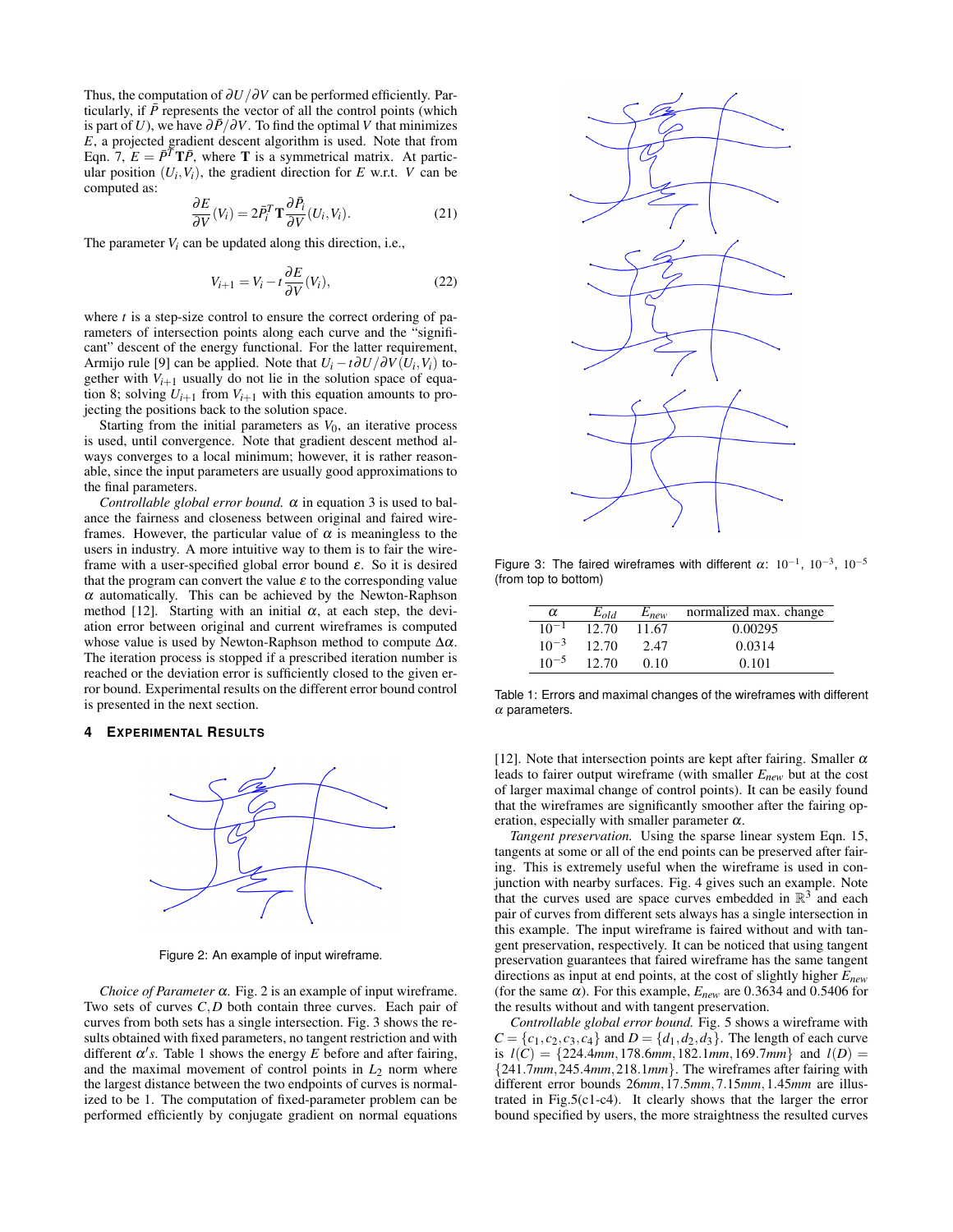Thus, the computation of $\partial U/\partial V$ can be performed efficiently. Particularly, if $\bar{P}$ represents the vector of all the control points (which is part of $U$), we have $\partial \bar{P}/\partial V$. To find the optimal $V$ that minimizes $E$, a projected gradient descent algorithm is used. Note that from Eqn. 7, $E = \bar{P}^T \mathbf{T} \bar{P}$, where $\mathbf{T}$ is a symmetrical matrix. At particular position $(U_i, V_i)$, the gradient direction for $E$ w.r.t. $V$ can be computed as:

$$\frac{\partial E}{\partial V}(V_i) = 2\bar{P}_i^T \mathbf{T} \frac{\partial \bar{P}_i}{\partial V}(U_i, V_i). \tag{21}$$

The parameter $V_i$ can be updated along this direction, i.e.,

$$V_{i+1} = V_i - t\frac{\partial E}{\partial V}(V_i), \tag{22}$$

where $t$ is a step-size control to ensure the correct ordering of parameters of intersection points along each curve and the "significant" descent of the energy functional. For the latter requirement, Armijo rule [9] can be applied. Note that $U_i - t\partial U/\partial V(U_i, V_i)$ together with $V_{i+1}$ usually do not lie in the solution space of equation 8; solving $U_{i+1}$ from $V_{i+1}$ with this equation amounts to projecting the positions back to the solution space.

Starting from the initial parameters as $V_0$, an iterative process is used, until convergence. Note that gradient descent method always converges to a local minimum; however, it is rather reasonable, since the input parameters are usually good approximations to the final parameters.

*Controllable global error bound.* $\alpha$ in equation 3 is used to balance the fairness and closeness between original and faired wireframes. However, the particular value of $\alpha$ is meaningless to the users in industry. A more intuitive way to them is to fair the wireframe with a user-specified global error bound $\varepsilon$. So it is desired that the program can convert the value $\varepsilon$ to the corresponding value $\alpha$ automatically. This can be achieved by the Newton-Raphson method [12]. Starting with an initial $\alpha$, at each step, the deviation error between original and current wireframes is computed whose value is used by Newton-Raphson method to compute $\Delta\alpha$. The iteration process is stopped if a prescribed iteration number is reached or the deviation error is sufficiently closed to the given error bound. Experimental results on the different error bound control is presented in the next section.

## 4 Experimental Results

Figure 2: An example of input wireframe.

*Choice of Parameter $\alpha$.* Fig. 2 is an example of input wireframe. Two sets of curves $C, D$ both contain three curves. Each pair of curves from both sets has a single intersection. Fig. 3 shows the results obtained with fixed parameters, no tangent restriction and with different $\alpha' s$. Table 1 shows the energy $E$ before and after fairing, and the maximal movement of control points in $L_2$ norm where the largest distance between the two endpoints of curves is normalized to be 1. The computation of fixed-parameter problem can be performed efficiently by conjugate gradient on normal equations [12]. Note that intersection points are kept after fairing. Smaller $\alpha$ leads to fairer output wireframe (with smaller $E_{new}$ but at the cost of larger maximal change of control points). It can be easily found that the wireframes are significantly smoother after the fairing operation, especially with smaller parameter $\alpha$.

Figure 3: The faired wireframes with different $\alpha$: $10^{-1}$, $10^{-3}$, $10^{-5}$ (from top to bottom)

| $\alpha$ | $E_{old}$ | $E_{new}$ | normalized max. change |
|---|---|---|---|
| $10^{-1}$ | 12.70 | 11.67 | 0.00295 |
| $10^{-3}$ | 12.70 | 2.47 | 0.0314 |
| $10^{-5}$ | 12.70 | 0.10 | 0.101 |

Table 1: Errors and maximal changes of the wireframes with different $\alpha$ parameters.

*Tangent preservation.* Using the sparse linear system Eqn. 15, tangents at some or all of the end points can be preserved after fairing. This is extremely useful when the wireframe is used in conjunction with nearby surfaces. Fig. 4 gives such an example. Note that the curves used are space curves embedded in $\mathbb{R}^3$ and each pair of curves from different sets always has a single intersection in this example. The input wireframe is faired without and with tangent preservation, respectively. It can be noticed that using tangent preservation guarantees that faired wireframe has the same tangent directions as input at end points, at the cost of slightly higher $E_{new}$ (for the same $\alpha$). For this example, $E_{new}$ are 0.3634 and 0.5406 for the results without and with tangent preservation.

*Controllable global error bound.* Fig. 5 shows a wireframe with $C = \{c_1, c_2, c_3, c_4\}$ and $D = \{d_1, d_2, d_3\}$. The length of each curve is $l(C) = \{224.4mm, 178.6mm, 182.1mm, 169.7mm\}$ and $l(D) = \{241.7mm, 245.4mm, 218.1mm\}$. The wireframes after fairing with different error bounds $26mm, 17.5mm, 7.15mm, 1.45mm$ are illustrated in Fig.5(c1-c4). It clearly shows that the larger the error bound specified by users, the more straightness the resulted curves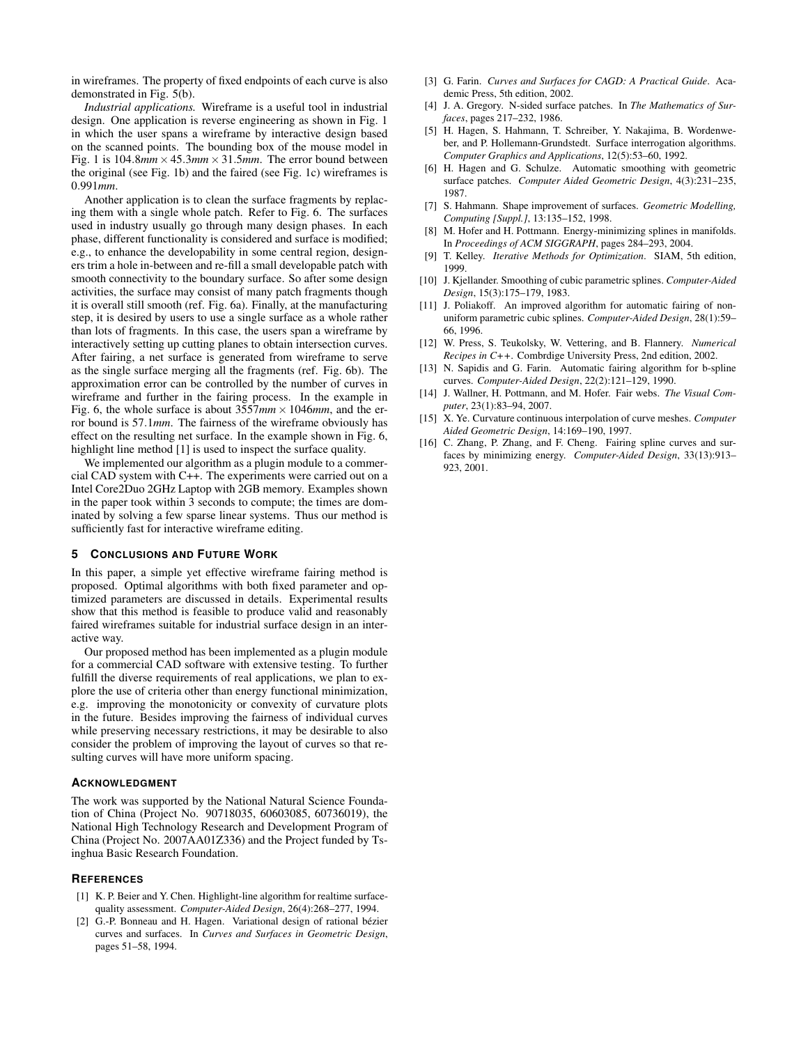in wireframes. The property of fixed endpoints of each curve is also demonstrated in Fig. 5(b).

*Industrial applications.* Wireframe is a useful tool in industrial design. One application is reverse engineering as shown in Fig. 1 in which the user spans a wireframe by interactive design based on the scanned points. The bounding box of the mouse model in Fig. 1 is $104.8mm \times 45.3mm \times 31.5mm$. The error bound between the original (see Fig. 1b) and the faired (see Fig. 1c) wireframes is $0.991mm$.

Another application is to clean the surface fragments by replacing them with a single whole patch. Refer to Fig. 6. The surfaces used in industry usually go through many design phases. In each phase, different functionality is considered and surface is modified; e.g., to enhance the developability in some central region, designers trim a hole in-between and re-fill a small developable patch with smooth connectivity to the boundary surface. So after some design activities, the surface may consist of many patch fragments though it is overall still smooth (ref. Fig. 6a). Finally, at the manufacturing step, it is desired by users to use a single surface as a whole rather than lots of fragments. In this case, the users span a wireframe by interactively setting up cutting planes to obtain intersection curves. After fairing, a net surface is generated from wireframe to serve as the single surface merging all the fragments (ref. Fig. 6b). The approximation error can be controlled by the number of curves in wireframe and further in the fairing process. In the example in Fig. 6, the whole surface is about $3557mm \times 1046mm$, and the error bound is $57.1mm$. The fairness of the wireframe obviously has effect on the resulting net surface. In the example shown in Fig. 6, highlight line method [1] is used to inspect the surface quality.

We implemented our algorithm as a plugin module to a commercial CAD system with C++. The experiments were carried out on a Intel Core2Duo 2GHz Laptop with 2GB memory. Examples shown in the paper took within 3 seconds to compute; the times are dominated by solving a few sparse linear systems. Thus our method is sufficiently fast for interactive wireframe editing.

## 5 Conclusions and Future Work

In this paper, a simple yet effective wireframe fairing method is proposed. Optimal algorithms with both fixed parameter and optimized parameters are discussed in details. Experimental results show that this method is feasible to produce valid and reasonably faired wireframes suitable for industrial surface design in an interactive way.

Our proposed method has been implemented as a plugin module for a commercial CAD software with extensive testing. To further fulfill the diverse requirements of real applications, we plan to explore the use of criteria other than energy functional minimization, e.g. improving the monotonicity or convexity of curvature plots in the future. Besides improving the fairness of individual curves while preserving necessary restrictions, it may be desirable to also consider the problem of improving the layout of curves so that resulting curves will have more uniform spacing.

## Acknowledgment

The work was supported by the National Natural Science Foundation of China (Project No. 90718035, 60603085, 60736019), the National High Technology Research and Development Program of China (Project No. 2007AA01Z336) and the Project funded by Tsinghua Basic Research Foundation.

## References

[1] K. P. Beier and Y. Chen. Highlight-line algorithm for realtime surface-quality assessment. *Computer-Aided Design*, 26(4):268–277, 1994.

[2] G.-P. Bonneau and H. Hagen. Variational design of rational bézier curves and surfaces. In *Curves and Surfaces in Geometric Design*, pages 51–58, 1994.

[3] G. Farin. *Curves and Surfaces for CAGD: A Practical Guide*. Academic Press, 5th edition, 2002.

[4] J. A. Gregory. N-sided surface patches. In *The Mathematics of Surfaces*, pages 217–232, 1986.

[5] H. Hagen, S. Hahmann, T. Schreiber, Y. Nakajima, B. Wordenweber, and P. Hollemann-Grundstedt. Surface interrogation algorithms. *Computer Graphics and Applications*, 12(5):53–60, 1992.

[6] H. Hagen and G. Schulze. Automatic smoothing with geometric surface patches. *Computer Aided Geometric Design*, 4(3):231–235, 1987.

[7] S. Hahmann. Shape improvement of surfaces. *Geometric Modelling, Computing [Suppl.]*, 13:135–152, 1998.

[8] M. Hofer and H. Pottmann. Energy-minimizing splines in manifolds. In *Proceedings of ACM SIGGRAPH*, pages 284–293, 2004.

[9] T. Kelley. *Iterative Methods for Optimization*. SIAM, 5th edition, 1999.

[10] J. Kjellander. Smoothing of cubic parametric splines. *Computer-Aided Design*, 15(3):175–179, 1983.

[11] J. Poliakoff. An improved algorithm for automatic fairing of non-uniform parametric cubic splines. *Computer-Aided Design*, 28(1):59–66, 1996.

[12] W. Press, S. Teukolsky, W. Vettering, and B. Flannery. *Numerical Recipes in C++*. Combrdige University Press, 2nd edition, 2002.

[13] N. Sapidis and G. Farin. Automatic fairing algorithm for b-spline curves. *Computer-Aided Design*, 22(2):121–129, 1990.

[14] J. Wallner, H. Pottmann, and M. Hofer. Fair webs. *The Visual Computer*, 23(1):83–94, 2007.

[15] X. Ye. Curvature continuous interpolation of curve meshes. *Computer Aided Geometric Design*, 14:169–190, 1997.

[16] C. Zhang, P. Zhang, and F. Cheng. Fairing spline curves and surfaces by minimizing energy. *Computer-Aided Design*, 33(13):913–923, 2001.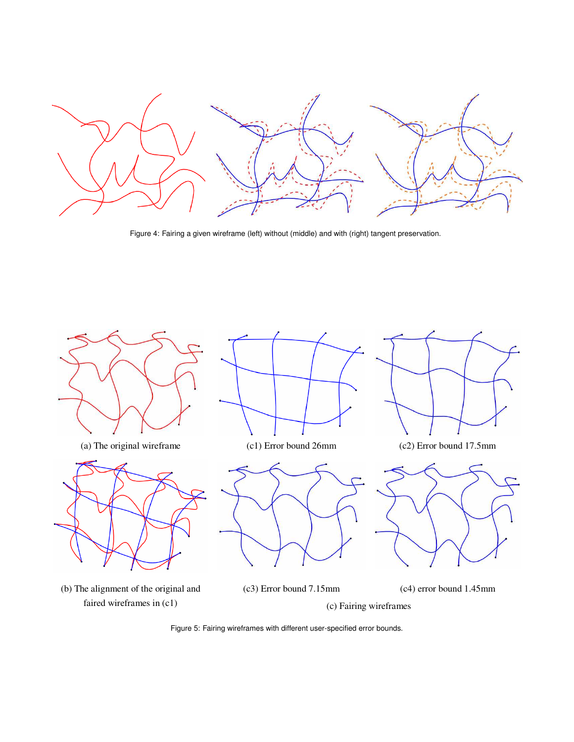Figure 4: Fairing a given wireframe (left) without (middle) and with (right) tangent preservation.

(a) The original wireframe

(c1) Error bound 26mm

(c2) Error bound 17.5mm

(b) The alignment of the original and faired wireframes in (c1)

(c3) Error bound 7.15mm

(c4) error bound 1.45mm

(c) Fairing wireframes

Figure 5: Fairing wireframes with different user-specified error bounds.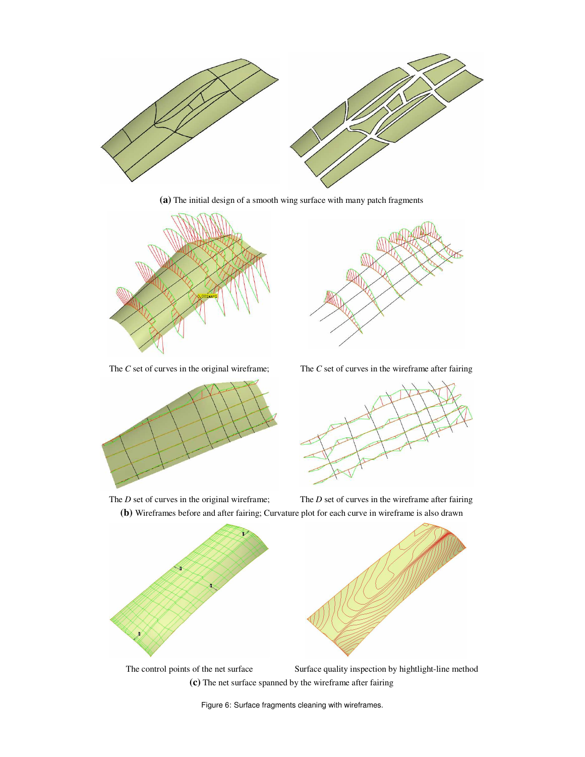**(a)** The initial design of a smooth wing surface with many patch fragments

The *C* set of curves in the original wireframe;

The *C* set of curves in the wireframe after fairing

The *D* set of curves in the original wireframe;

The *D* set of curves in the wireframe after fairing

**(b)** Wireframes before and after fairing; Curvature plot for each curve in wireframe is also drawn

The control points of the net surface

Surface quality inspection by hightlight-line method

**(c)** The net surface spanned by the wireframe after fairing

Figure 6: Surface fragments cleaning with wireframes.